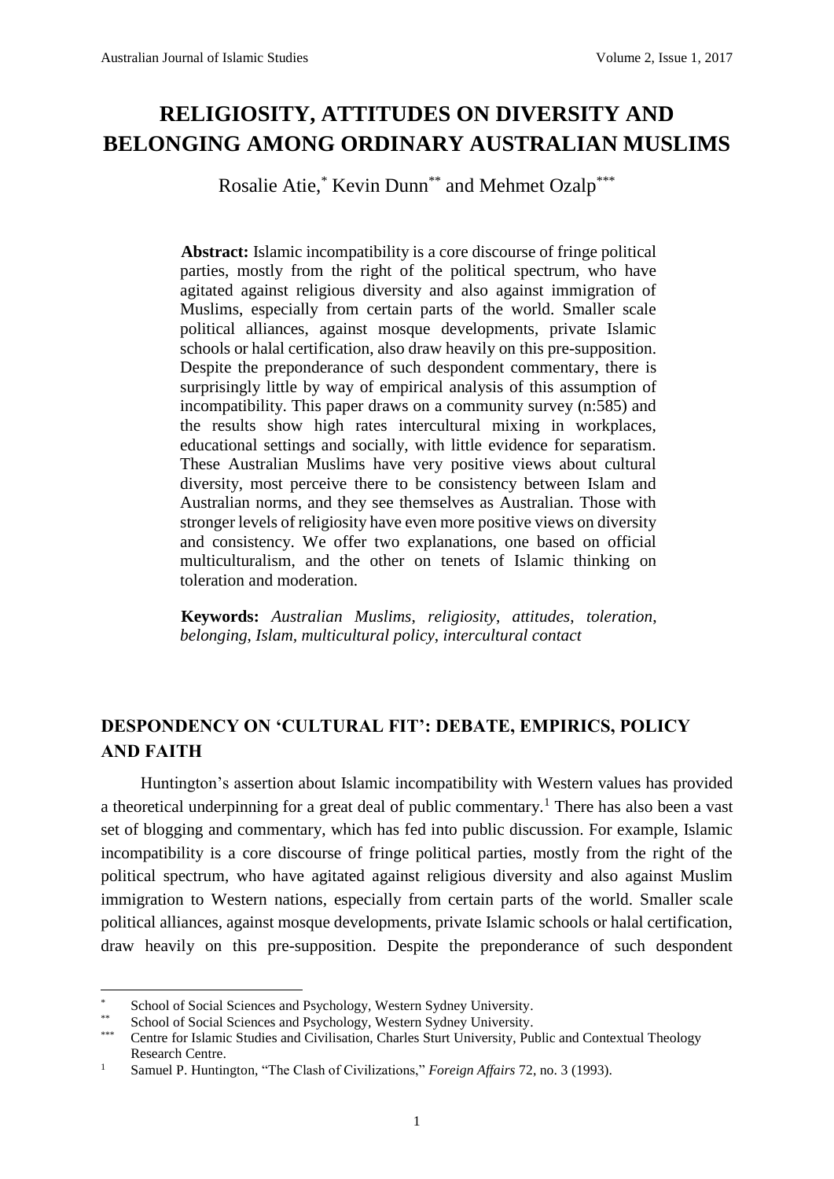# RELIGIOSITY, ATTITUDES ON DIVERSITY AND BELONGING AMONG ORDINARY AUSTRALIAN MUSLIMS

Rosalie Atie,[*] Kevin Dunn[**] and Mehmet Ozalp[***]

**Abstract:** Islamic incompatibility is a core discourse of fringe political parties, mostly from the right of the political spectrum, who have agitated against religious diversity and also against immigration of Muslims, especially from certain parts of the world. Smaller scale political alliances, against mosque developments, private Islamic schools or halal certification, also draw heavily on this pre-supposition. Despite the preponderance of such despondent commentary, there is surprisingly little by way of empirical analysis of this assumption of incompatibility. This paper draws on a community survey (n:585) and the results show high rates intercultural mixing in workplaces, educational settings and socially, with little evidence for separatism. These Australian Muslims have very positive views about cultural diversity, most perceive there to be consistency between Islam and Australian norms, and they see themselves as Australian. Those with stronger levels of religiosity have even more positive views on diversity and consistency. We offer two explanations, one based on official multiculturalism, and the other on tenets of Islamic thinking on toleration and moderation.

**Keywords:** *Australian Muslims, religiosity, attitudes, toleration, belonging, Islam, multicultural policy, intercultural contact*

## DESPONDENCY ON 'CULTURAL FIT': DEBATE, EMPIRICS, POLICY AND FAITH

Huntington's assertion about Islamic incompatibility with Western values has provided a theoretical underpinning for a great deal of public commentary.[1] There has also been a vast set of blogging and commentary, which has fed into public discussion. For example, Islamic incompatibility is a core discourse of fringe political parties, mostly from the right of the political spectrum, who have agitated against religious diversity and also against Muslim immigration to Western nations, especially from certain parts of the world. Smaller scale political alliances, against mosque developments, private Islamic schools or halal certification, draw heavily on this pre-supposition. Despite the preponderance of such despondent

---

[*] School of Social Sciences and Psychology, Western Sydney University.

[**] School of Social Sciences and Psychology, Western Sydney University.

[***] Centre for Islamic Studies and Civilisation, Charles Sturt University, Public and Contextual Theology Research Centre.

[1] Samuel P. Huntington, "The Clash of Civilizations," *Foreign Affairs* 72, no. 3 (1993).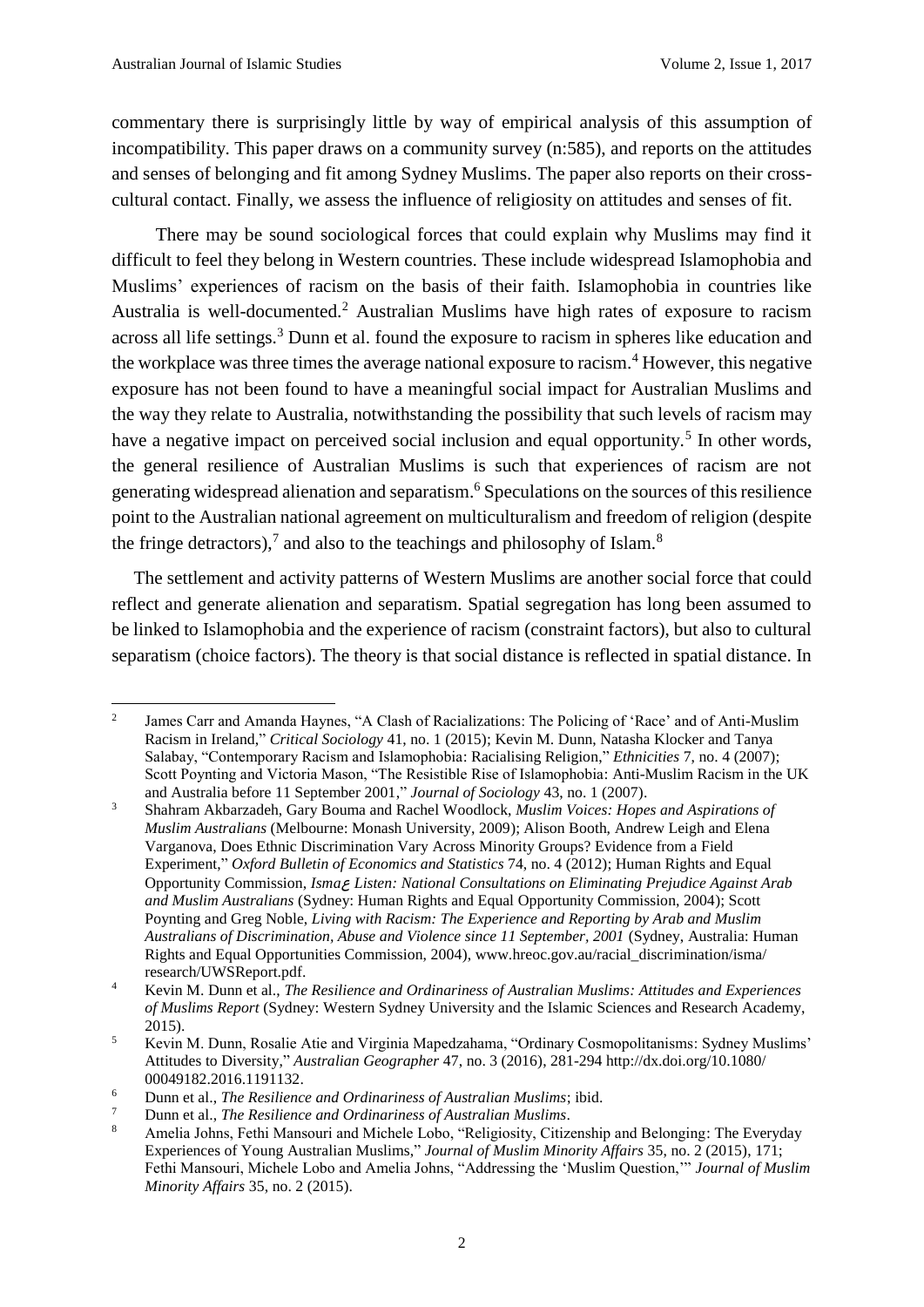commentary there is surprisingly little by way of empirical analysis of this assumption of incompatibility. This paper draws on a community survey (n:585), and reports on the attitudes and senses of belonging and fit among Sydney Muslims. The paper also reports on their cross-cultural contact. Finally, we assess the influence of religiosity on attitudes and senses of fit.

There may be sound sociological forces that could explain why Muslims may find it difficult to feel they belong in Western countries. These include widespread Islamophobia and Muslims' experiences of racism on the basis of their faith. Islamophobia in countries like Australia is well-documented.[2] Australian Muslims have high rates of exposure to racism across all life settings.[3] Dunn et al. found the exposure to racism in spheres like education and the workplace was three times the average national exposure to racism.[4] However, this negative exposure has not been found to have a meaningful social impact for Australian Muslims and the way they relate to Australia, notwithstanding the possibility that such levels of racism may have a negative impact on perceived social inclusion and equal opportunity.[5] In other words, the general resilience of Australian Muslims is such that experiences of racism are not generating widespread alienation and separatism.[6] Speculations on the sources of this resilience point to the Australian national agreement on multiculturalism and freedom of religion (despite the fringe detractors),[7] and also to the teachings and philosophy of Islam.[8]

The settlement and activity patterns of Western Muslims are another social force that could reflect and generate alienation and separatism. Spatial segregation has long been assumed to be linked to Islamophobia and the experience of racism (constraint factors), but also to cultural separatism (choice factors). The theory is that social distance is reflected in spatial distance. In

---

[2] James Carr and Amanda Haynes, "A Clash of Racializations: The Policing of 'Race' and of Anti-Muslim Racism in Ireland," *Critical Sociology* 41, no. 1 (2015); Kevin M. Dunn, Natasha Klocker and Tanya Salabay, "Contemporary Racism and Islamophobia: Racialising Religion," *Ethnicities* 7, no. 4 (2007); Scott Poynting and Victoria Mason, "The Resistible Rise of Islamophobia: Anti-Muslim Racism in the UK and Australia before 11 September 2001," *Journal of Sociology* 43, no. 1 (2007).

[3] Shahram Akbarzadeh, Gary Bouma and Rachel Woodlock, *Muslim Voices: Hopes and Aspirations of Muslim Australians* (Melbourne: Monash University, 2009); Alison Booth, Andrew Leigh and Elena Varganova, Does Ethnic Discrimination Vary Across Minority Groups? Evidence from a Field Experiment," *Oxford Bulletin of Economics and Statistics* 74, no. 4 (2012); Human Rights and Equal Opportunity Commission, *Ismaع Listen: National Consultations on Eliminating Prejudice Against Arab and Muslim Australians* (Sydney: Human Rights and Equal Opportunity Commission, 2004); Scott Poynting and Greg Noble, *Living with Racism: The Experience and Reporting by Arab and Muslim Australians of Discrimination, Abuse and Violence since 11 September, 2001* (Sydney, Australia: Human Rights and Equal Opportunities Commission, 2004), www.hreoc.gov.au/racial_discrimination/isma/research/UWSReport.pdf.

[4] Kevin M. Dunn et al., *The Resilience and Ordinariness of Australian Muslims: Attitudes and Experiences of Muslims Report* (Sydney: Western Sydney University and the Islamic Sciences and Research Academy, 2015).

[5] Kevin M. Dunn, Rosalie Atie and Virginia Mapedzahama, "Ordinary Cosmopolitanisms: Sydney Muslims' Attitudes to Diversity," *Australian Geographer* 47, no. 3 (2016), 281-294 http://dx.doi.org/10.1080/00049182.2016.1191132.

[6] Dunn et al., *The Resilience and Ordinariness of Australian Muslims*; ibid.

[7] Dunn et al., *The Resilience and Ordinariness of Australian Muslims*.

[8] Amelia Johns, Fethi Mansouri and Michele Lobo, "Religiosity, Citizenship and Belonging: The Everyday Experiences of Young Australian Muslims," *Journal of Muslim Minority Affairs* 35, no. 2 (2015), 171; Fethi Mansouri, Michele Lobo and Amelia Johns, "Addressing the 'Muslim Question,'" *Journal of Muslim Minority Affairs* 35, no. 2 (2015).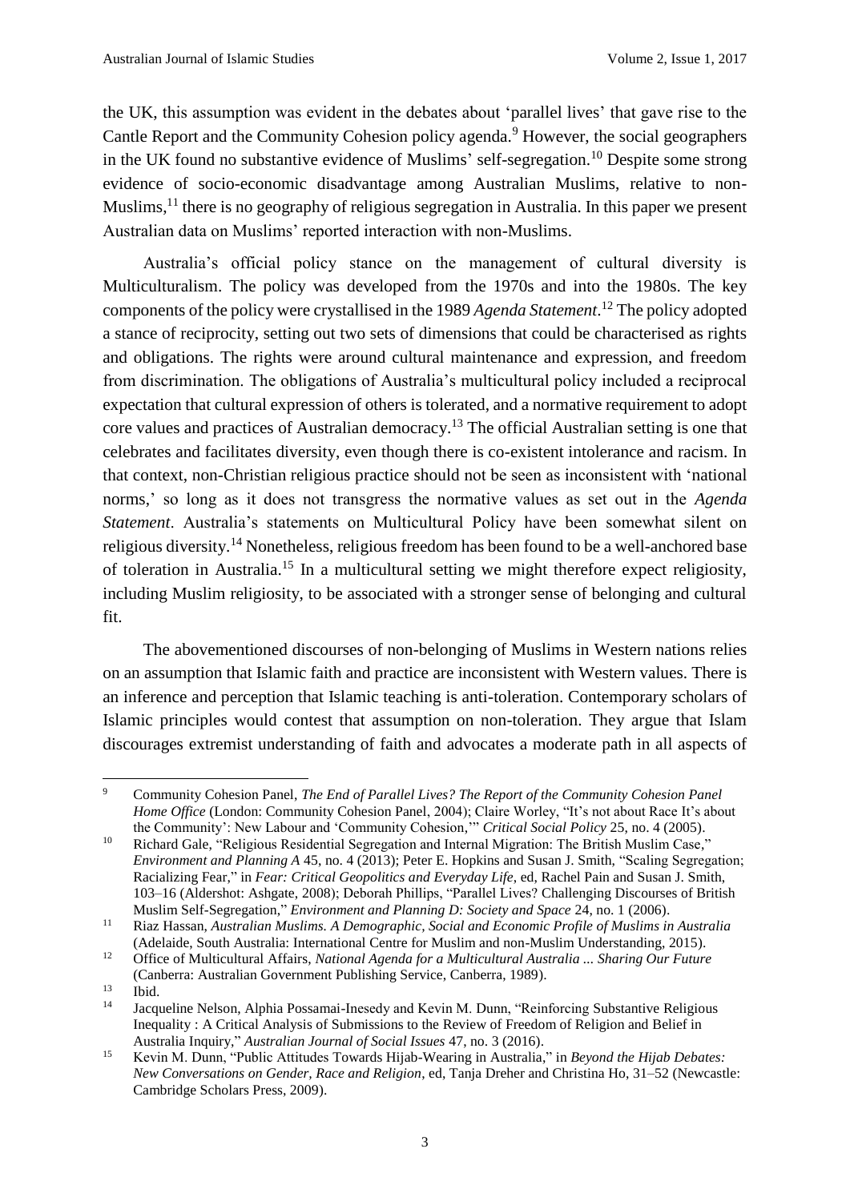the UK, this assumption was evident in the debates about 'parallel lives' that gave rise to the Cantle Report and the Community Cohesion policy agenda.[9] However, the social geographers in the UK found no substantive evidence of Muslims' self-segregation.[10] Despite some strong evidence of socio-economic disadvantage among Australian Muslims, relative to non-Muslims,[11] there is no geography of religious segregation in Australia. In this paper we present Australian data on Muslims' reported interaction with non-Muslims.

Australia's official policy stance on the management of cultural diversity is Multiculturalism. The policy was developed from the 1970s and into the 1980s. The key components of the policy were crystallised in the 1989 *Agenda Statement*.[12] The policy adopted a stance of reciprocity, setting out two sets of dimensions that could be characterised as rights and obligations. The rights were around cultural maintenance and expression, and freedom from discrimination. The obligations of Australia's multicultural policy included a reciprocal expectation that cultural expression of others is tolerated, and a normative requirement to adopt core values and practices of Australian democracy.[13] The official Australian setting is one that celebrates and facilitates diversity, even though there is co-existent intolerance and racism. In that context, non-Christian religious practice should not be seen as inconsistent with 'national norms,' so long as it does not transgress the normative values as set out in the *Agenda Statement*. Australia's statements on Multicultural Policy have been somewhat silent on religious diversity.[14] Nonetheless, religious freedom has been found to be a well-anchored base of toleration in Australia.[15] In a multicultural setting we might therefore expect religiosity, including Muslim religiosity, to be associated with a stronger sense of belonging and cultural fit.

The abovementioned discourses of non-belonging of Muslims in Western nations relies on an assumption that Islamic faith and practice are inconsistent with Western values. There is an inference and perception that Islamic teaching is anti-toleration. Contemporary scholars of Islamic principles would contest that assumption on non-toleration. They argue that Islam discourages extremist understanding of faith and advocates a moderate path in all aspects of

---

[9] Community Cohesion Panel, *The End of Parallel Lives? The Report of the Community Cohesion Panel Home Office* (London: Community Cohesion Panel, 2004); Claire Worley, "It's not about Race It's about the Community': New Labour and 'Community Cohesion,'" *Critical Social Policy* 25, no. 4 (2005).

[10] Richard Gale, "Religious Residential Segregation and Internal Migration: The British Muslim Case," *Environment and Planning A* 45, no. 4 (2013); Peter E. Hopkins and Susan J. Smith, "Scaling Segregation; Racializing Fear," in *Fear: Critical Geopolitics and Everyday Life*, ed, Rachel Pain and Susan J. Smith, 103–16 (Aldershot: Ashgate, 2008); Deborah Phillips, "Parallel Lives? Challenging Discourses of British Muslim Self-Segregation," *Environment and Planning D: Society and Space* 24, no. 1 (2006).

[11] Riaz Hassan, *Australian Muslims. A Demographic, Social and Economic Profile of Muslims in Australia* (Adelaide, South Australia: International Centre for Muslim and non-Muslim Understanding, 2015).

[12] Office of Multicultural Affairs, *National Agenda for a Multicultural Australia ... Sharing Our Future* (Canberra: Australian Government Publishing Service, Canberra, 1989).

[13] Ibid.

[14] Jacqueline Nelson, Alphia Possamai-Inesedy and Kevin M. Dunn, "Reinforcing Substantive Religious Inequality : A Critical Analysis of Submissions to the Review of Freedom of Religion and Belief in Australia Inquiry," *Australian Journal of Social Issues* 47, no. 3 (2016).

[15] Kevin M. Dunn, "Public Attitudes Towards Hijab-Wearing in Australia," in *Beyond the Hijab Debates: New Conversations on Gender, Race and Religion*, ed, Tanja Dreher and Christina Ho, 31–52 (Newcastle: Cambridge Scholars Press, 2009).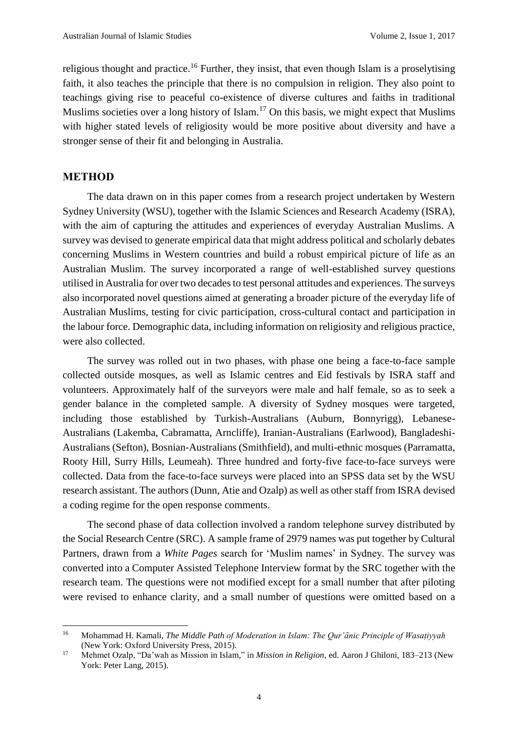religious thought and practice.[16] Further, they insist, that even though Islam is a proselytising faith, it also teaches the principle that there is no compulsion in religion. They also point to teachings giving rise to peaceful co-existence of diverse cultures and faiths in traditional Muslims societies over a long history of Islam.[17] On this basis, we might expect that Muslims with higher stated levels of religiosity would be more positive about diversity and have a stronger sense of their fit and belonging in Australia.

## METHOD

The data drawn on in this paper comes from a research project undertaken by Western Sydney University (WSU), together with the Islamic Sciences and Research Academy (ISRA), with the aim of capturing the attitudes and experiences of everyday Australian Muslims. A survey was devised to generate empirical data that might address political and scholarly debates concerning Muslims in Western countries and build a robust empirical picture of life as an Australian Muslim. The survey incorporated a range of well-established survey questions utilised in Australia for over two decades to test personal attitudes and experiences. The surveys also incorporated novel questions aimed at generating a broader picture of the everyday life of Australian Muslims, testing for civic participation, cross-cultural contact and participation in the labour force. Demographic data, including information on religiosity and religious practice, were also collected.

The survey was rolled out in two phases, with phase one being a face-to-face sample collected outside mosques, as well as Islamic centres and Eid festivals by ISRA staff and volunteers. Approximately half of the surveyors were male and half female, so as to seek a gender balance in the completed sample. A diversity of Sydney mosques were targeted, including those established by Turkish-Australians (Auburn, Bonnyrigg), Lebanese-Australians (Lakemba, Cabramatta, Arncliffe), Iranian-Australians (Earlwood), Bangladeshi-Australians (Sefton), Bosnian-Australians (Smithfield), and multi-ethnic mosques (Parramatta, Rooty Hill, Surry Hills, Leumeah). Three hundred and forty-five face-to-face surveys were collected. Data from the face-to-face surveys were placed into an SPSS data set by the WSU research assistant. The authors (Dunn, Atie and Ozalp) as well as other staff from ISRA devised a coding regime for the open response comments.

The second phase of data collection involved a random telephone survey distributed by the Social Research Centre (SRC). A sample frame of 2979 names was put together by Cultural Partners, drawn from a *White Pages* search for 'Muslim names' in Sydney. The survey was converted into a Computer Assisted Telephone Interview format by the SRC together with the research team. The questions were not modified except for a small number that after piloting were revised to enhance clarity, and a small number of questions were omitted based on a

---

[16] Mohammad H. Kamali, *The Middle Path of Moderation in Islam: The Qur'ānic Principle of Wasaṭiyyah* (New York: Oxford University Press, 2015).

[17] Mehmet Ozalp, "Da'wah as Mission in Islam," in *Mission in Religion*, ed. Aaron J Ghiloni, 183–213 (New York: Peter Lang, 2015).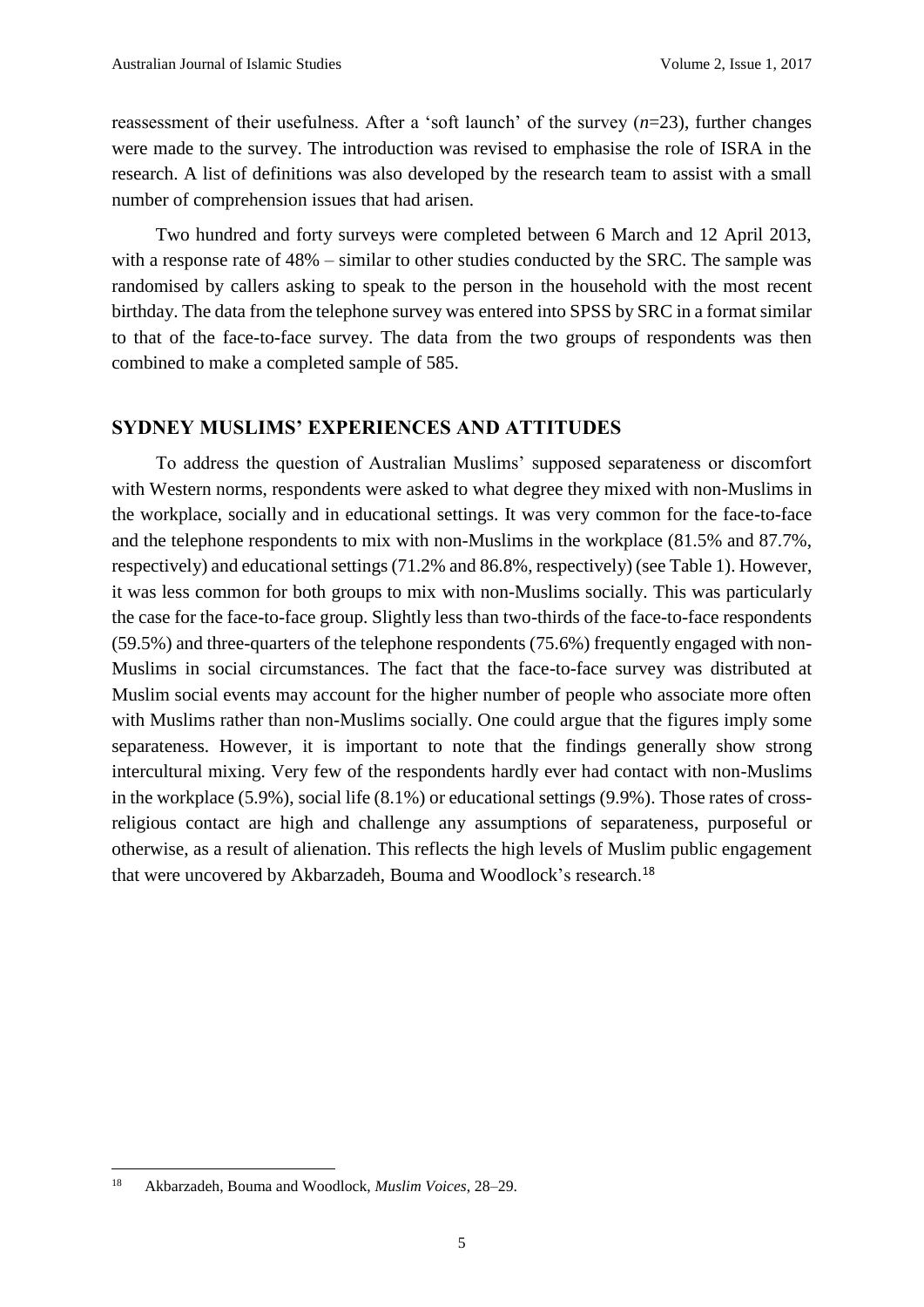reassessment of their usefulness. After a 'soft launch' of the survey ($n$=23), further changes were made to the survey. The introduction was revised to emphasise the role of ISRA in the research. A list of definitions was also developed by the research team to assist with a small number of comprehension issues that had arisen.

Two hundred and forty surveys were completed between 6 March and 12 April 2013, with a response rate of 48% – similar to other studies conducted by the SRC. The sample was randomised by callers asking to speak to the person in the household with the most recent birthday. The data from the telephone survey was entered into SPSS by SRC in a format similar to that of the face-to-face survey. The data from the two groups of respondents was then combined to make a completed sample of 585.

## SYDNEY MUSLIMS' EXPERIENCES AND ATTITUDES

To address the question of Australian Muslims' supposed separateness or discomfort with Western norms, respondents were asked to what degree they mixed with non-Muslims in the workplace, socially and in educational settings. It was very common for the face-to-face and the telephone respondents to mix with non-Muslims in the workplace (81.5% and 87.7%, respectively) and educational settings (71.2% and 86.8%, respectively) (see Table 1). However, it was less common for both groups to mix with non-Muslims socially. This was particularly the case for the face-to-face group. Slightly less than two-thirds of the face-to-face respondents (59.5%) and three-quarters of the telephone respondents (75.6%) frequently engaged with non-Muslims in social circumstances. The fact that the face-to-face survey was distributed at Muslim social events may account for the higher number of people who associate more often with Muslims rather than non-Muslims socially. One could argue that the figures imply some separateness. However, it is important to note that the findings generally show strong intercultural mixing. Very few of the respondents hardly ever had contact with non-Muslims in the workplace (5.9%), social life (8.1%) or educational settings (9.9%). Those rates of cross-religious contact are high and challenge any assumptions of separateness, purposeful or otherwise, as a result of alienation. This reflects the high levels of Muslim public engagement that were uncovered by Akbarzadeh, Bouma and Woodlock's research.[18]

---

[18] Akbarzadeh, Bouma and Woodlock, *Muslim Voices*, 28–29.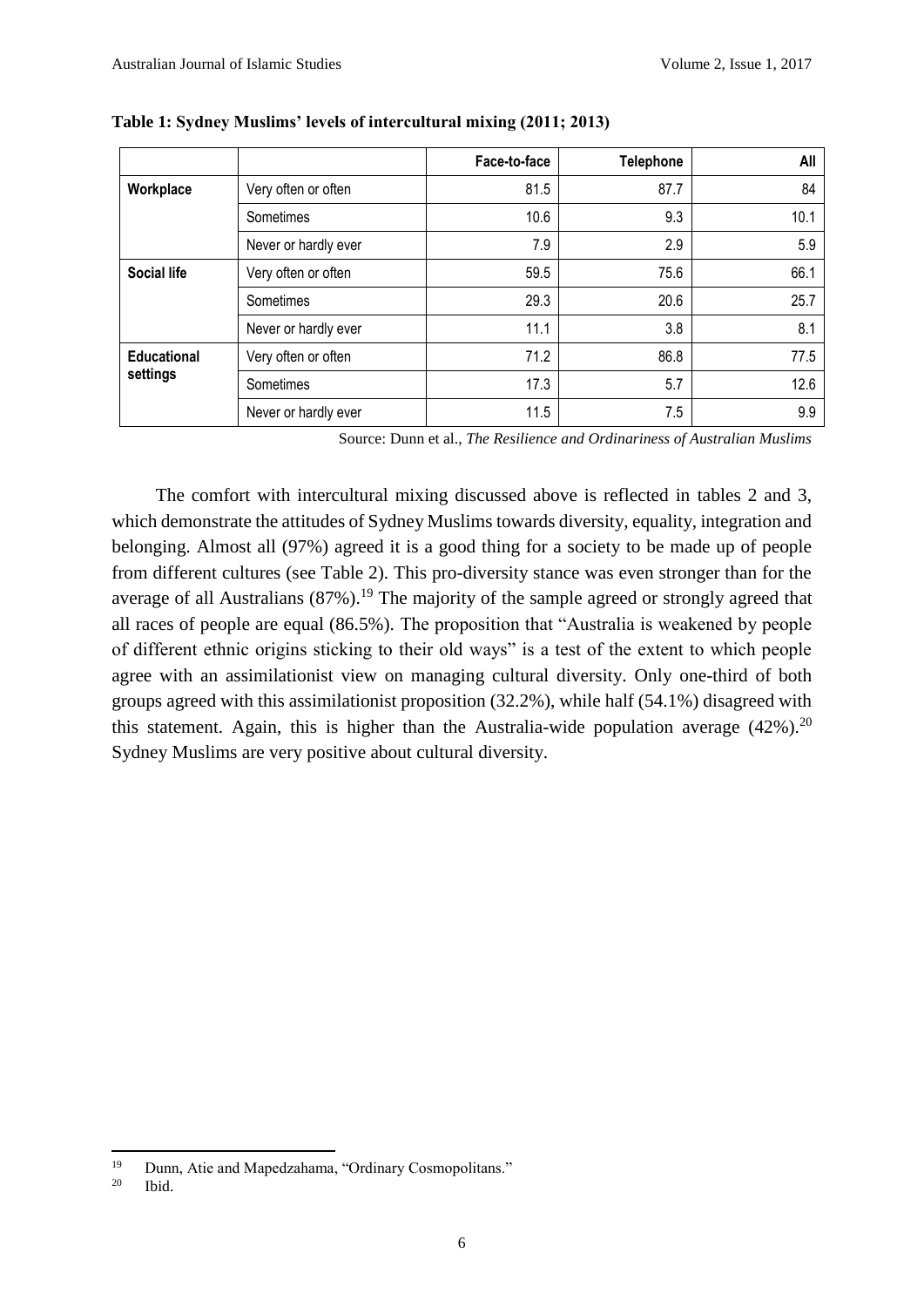**Table 1: Sydney Muslims' levels of intercultural mixing (2011; 2013)**

| | | Face-to-face | Telephone | All |
|---|---|---|---|---|
| **Workplace** | Very often or often | 81.5 | 87.7 | 84 |
| | Sometimes | 10.6 | 9.3 | 10.1 |
| | Never or hardly ever | 7.9 | 2.9 | 5.9 |
| **Social life** | Very often or often | 59.5 | 75.6 | 66.1 |
| | Sometimes | 29.3 | 20.6 | 25.7 |
| | Never or hardly ever | 11.1 | 3.8 | 8.1 |
| **Educational settings** | Very often or often | 71.2 | 86.8 | 77.5 |
| | Sometimes | 17.3 | 5.7 | 12.6 |
| | Never or hardly ever | 11.5 | 7.5 | 9.9 |

Source: Dunn et al., *The Resilience and Ordinariness of Australian Muslims*

The comfort with intercultural mixing discussed above is reflected in tables 2 and 3, which demonstrate the attitudes of Sydney Muslims towards diversity, equality, integration and belonging. Almost all (97%) agreed it is a good thing for a society to be made up of people from different cultures (see Table 2). This pro-diversity stance was even stronger than for the average of all Australians (87%).[19] The majority of the sample agreed or strongly agreed that all races of people are equal (86.5%). The proposition that "Australia is weakened by people of different ethnic origins sticking to their old ways" is a test of the extent to which people agree with an assimilationist view on managing cultural diversity. Only one-third of both groups agreed with this assimilationist proposition (32.2%), while half (54.1%) disagreed with this statement. Again, this is higher than the Australia-wide population average (42%).[20] Sydney Muslims are very positive about cultural diversity.

---

[19] Dunn, Atie and Mapedzahama, "Ordinary Cosmopolitans."

[20] Ibid.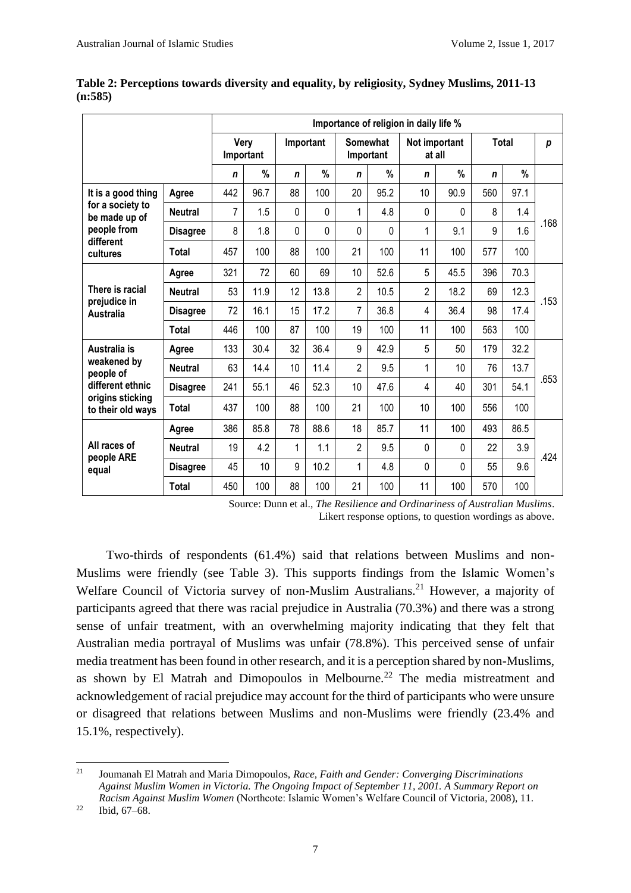**Table 2: Perceptions towards diversity and equality, by religiosity, Sydney Muslims, 2011-13 (n:585)**

| | | Importance of religion in daily life % | | | | | | | | | | |
|---|---|---|---|---|---|---|---|---|---|---|---|---|
| | | Very Important | | Important | | Somewhat Important | | Not important at all | | Total | | *p* |
| | | *n* | % | *n* | % | *n* | % | *n* | % | *n* | % | |
| **It is a good thing for a society to be made up of people from different cultures** | **Agree** | 442 | 96.7 | 88 | 100 | 20 | 95.2 | 10 | 90.9 | 560 | 97.1 | .168 |
| | **Neutral** | 7 | 1.5 | 0 | 0 | 1 | 4.8 | 0 | 0 | 8 | 1.4 | |
| | **Disagree** | 8 | 1.8 | 0 | 0 | 0 | 0 | 1 | 9.1 | 9 | 1.6 | |
| | **Total** | 457 | 100 | 88 | 100 | 21 | 100 | 11 | 100 | 577 | 100 | |
| **There is racial prejudice in Australia** | **Agree** | 321 | 72 | 60 | 69 | 10 | 52.6 | 5 | 45.5 | 396 | 70.3 | .153 |
| | **Neutral** | 53 | 11.9 | 12 | 13.8 | 2 | 10.5 | 2 | 18.2 | 69 | 12.3 | |
| | **Disagree** | 72 | 16.1 | 15 | 17.2 | 7 | 36.8 | 4 | 36.4 | 98 | 17.4 | |
| | **Total** | 446 | 100 | 87 | 100 | 19 | 100 | 11 | 100 | 563 | 100 | |
| **Australia is weakened by people of different ethnic origins sticking to their old ways** | **Agree** | 133 | 30.4 | 32 | 36.4 | 9 | 42.9 | 5 | 50 | 179 | 32.2 | .653 |
| | **Neutral** | 63 | 14.4 | 10 | 11.4 | 2 | 9.5 | 1 | 10 | 76 | 13.7 | |
| | **Disagree** | 241 | 55.1 | 46 | 52.3 | 10 | 47.6 | 4 | 40 | 301 | 54.1 | |
| | **Total** | 437 | 100 | 88 | 100 | 21 | 100 | 10 | 100 | 556 | 100 | |
| **All races of people ARE equal** | **Agree** | 386 | 85.8 | 78 | 88.6 | 18 | 85.7 | 11 | 100 | 493 | 86.5 | .424 |
| | **Neutral** | 19 | 4.2 | 1 | 1.1 | 2 | 9.5 | 0 | 0 | 22 | 3.9 | |
| | **Disagree** | 45 | 10 | 9 | 10.2 | 1 | 4.8 | 0 | 0 | 55 | 9.6 | |
| | **Total** | 450 | 100 | 88 | 100 | 21 | 100 | 11 | 100 | 570 | 100 | |

Source: Dunn et al., *The Resilience and Ordinariness of Australian Muslims*.
Likert response options, to question wordings as above.

Two-thirds of respondents (61.4%) said that relations between Muslims and non-Muslims were friendly (see Table 3). This supports findings from the Islamic Women's Welfare Council of Victoria survey of non-Muslim Australians.[21] However, a majority of participants agreed that there was racial prejudice in Australia (70.3%) and there was a strong sense of unfair treatment, with an overwhelming majority indicating that they felt that Australian media portrayal of Muslims was unfair (78.8%). This perceived sense of unfair media treatment has been found in other research, and it is a perception shared by non-Muslims, as shown by El Matrah and Dimopoulos in Melbourne.[22] The media mistreatment and acknowledgement of racial prejudice may account for the third of participants who were unsure or disagreed that relations between Muslims and non-Muslims were friendly (23.4% and 15.1%, respectively).

---

[21] Joumanah El Matrah and Maria Dimopoulos, *Race, Faith and Gender: Converging Discriminations Against Muslim Women in Victoria. The Ongoing Impact of September 11, 2001. A Summary Report on Racism Against Muslim Women* (Northcote: Islamic Women's Welfare Council of Victoria, 2008), 11.

[22] Ibid, 67–68.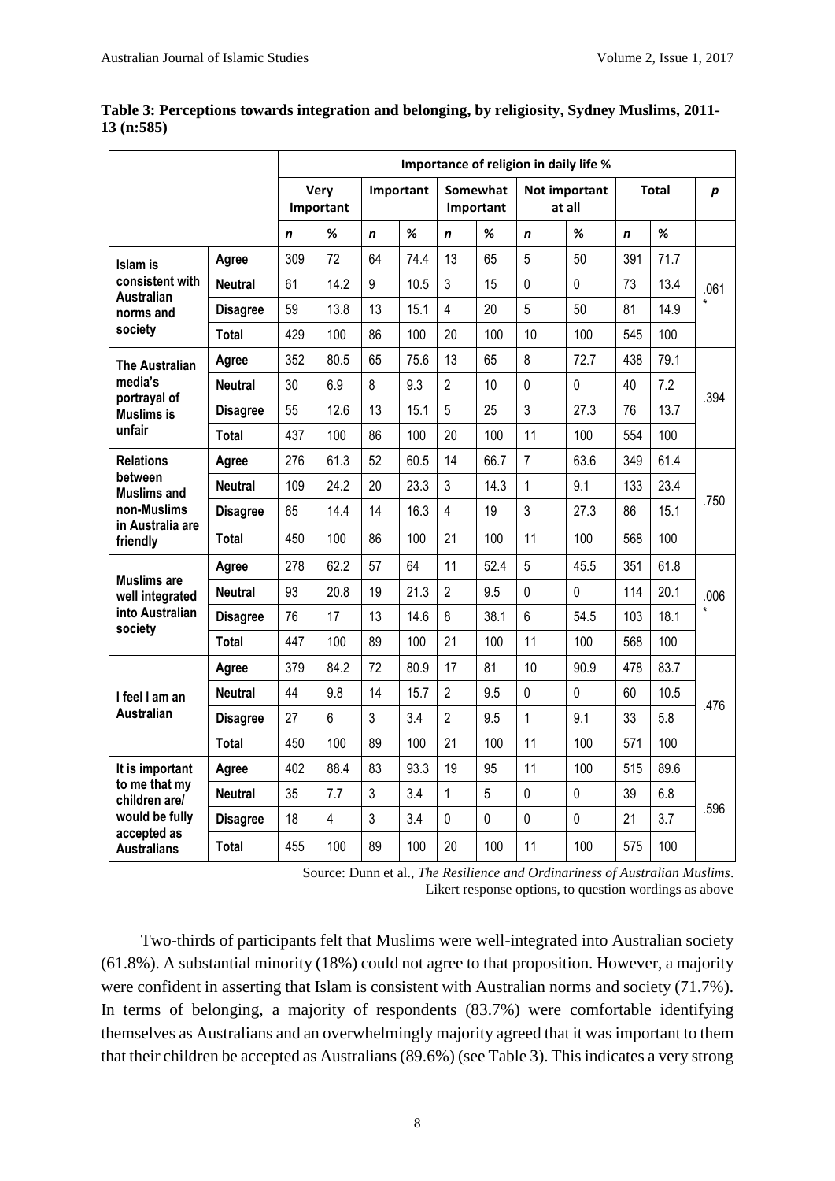**Table 3: Perceptions towards integration and belonging, by religiosity, Sydney Muslims, 2011-13 (n:585)**

| | | Importance of religion in daily life % | | | | | | | | | | |
|---|---|---|---|---|---|---|---|---|---|---|---|---|
| | | Very Important | | Important | | Somewhat Important | | Not important at all | | Total | | *p* |
| | | *n* | % | *n* | % | *n* | % | *n* | % | *n* | % | |
| **Islam is consistent with Australian norms and society** | **Agree** | 309 | 72 | 64 | 74.4 | 13 | 65 | 5 | 50 | 391 | 71.7 | .061* |
| | **Neutral** | 61 | 14.2 | 9 | 10.5 | 3 | 15 | 0 | 0 | 73 | 13.4 | |
| | **Disagree** | 59 | 13.8 | 13 | 15.1 | 4 | 20 | 5 | 50 | 81 | 14.9 | |
| | **Total** | 429 | 100 | 86 | 100 | 20 | 100 | 10 | 100 | 545 | 100 | |
| **The Australian media's portrayal of Muslims is unfair** | **Agree** | 352 | 80.5 | 65 | 75.6 | 13 | 65 | 8 | 72.7 | 438 | 79.1 | .394 |
| | **Neutral** | 30 | 6.9 | 8 | 9.3 | 2 | 10 | 0 | 0 | 40 | 7.2 | |
| | **Disagree** | 55 | 12.6 | 13 | 15.1 | 5 | 25 | 3 | 27.3 | 76 | 13.7 | |
| | **Total** | 437 | 100 | 86 | 100 | 20 | 100 | 11 | 100 | 554 | 100 | |
| **Relations between Muslims and non-Muslims in Australia are friendly** | **Agree** | 276 | 61.3 | 52 | 60.5 | 14 | 66.7 | 7 | 63.6 | 349 | 61.4 | .750 |
| | **Neutral** | 109 | 24.2 | 20 | 23.3 | 3 | 14.3 | 1 | 9.1 | 133 | 23.4 | |
| | **Disagree** | 65 | 14.4 | 14 | 16.3 | 4 | 19 | 3 | 27.3 | 86 | 15.1 | |
| | **Total** | 450 | 100 | 86 | 100 | 21 | 100 | 11 | 100 | 568 | 100 | |
| **Muslims are well integrated into Australian society** | **Agree** | 278 | 62.2 | 57 | 64 | 11 | 52.4 | 5 | 45.5 | 351 | 61.8 | .006* |
| | **Neutral** | 93 | 20.8 | 19 | 21.3 | 2 | 9.5 | 0 | 0 | 114 | 20.1 | |
| | **Disagree** | 76 | 17 | 13 | 14.6 | 8 | 38.1 | 6 | 54.5 | 103 | 18.1 | |
| | **Total** | 447 | 100 | 89 | 100 | 21 | 100 | 11 | 100 | 568 | 100 | |
| **I feel I am an Australian** | **Agree** | 379 | 84.2 | 72 | 80.9 | 17 | 81 | 10 | 90.9 | 478 | 83.7 | .476 |
| | **Neutral** | 44 | 9.8 | 14 | 15.7 | 2 | 9.5 | 0 | 0 | 60 | 10.5 | |
| | **Disagree** | 27 | 6 | 3 | 3.4 | 2 | 9.5 | 1 | 9.1 | 33 | 5.8 | |
| | **Total** | 450 | 100 | 89 | 100 | 21 | 100 | 11 | 100 | 571 | 100 | |
| **It is important to me that my children are/ would be fully accepted as Australians** | **Agree** | 402 | 88.4 | 83 | 93.3 | 19 | 95 | 11 | 100 | 515 | 89.6 | .596 |
| | **Neutral** | 35 | 7.7 | 3 | 3.4 | 1 | 5 | 0 | 0 | 39 | 6.8 | |
| | **Disagree** | 18 | 4 | 3 | 3.4 | 0 | 0 | 0 | 0 | 21 | 3.7 | |
| | **Total** | 455 | 100 | 89 | 100 | 20 | 100 | 11 | 100 | 575 | 100 | |

Source: Dunn et al., *The Resilience and Ordinariness of Australian Muslims*. Likert response options, to question wordings as above

Two-thirds of participants felt that Muslims were well-integrated into Australian society (61.8%). A substantial minority (18%) could not agree to that proposition. However, a majority were confident in asserting that Islam is consistent with Australian norms and society (71.7%). In terms of belonging, a majority of respondents (83.7%) were comfortable identifying themselves as Australians and an overwhelmingly majority agreed that it was important to them that their children be accepted as Australians (89.6%) (see Table 3). This indicates a very strong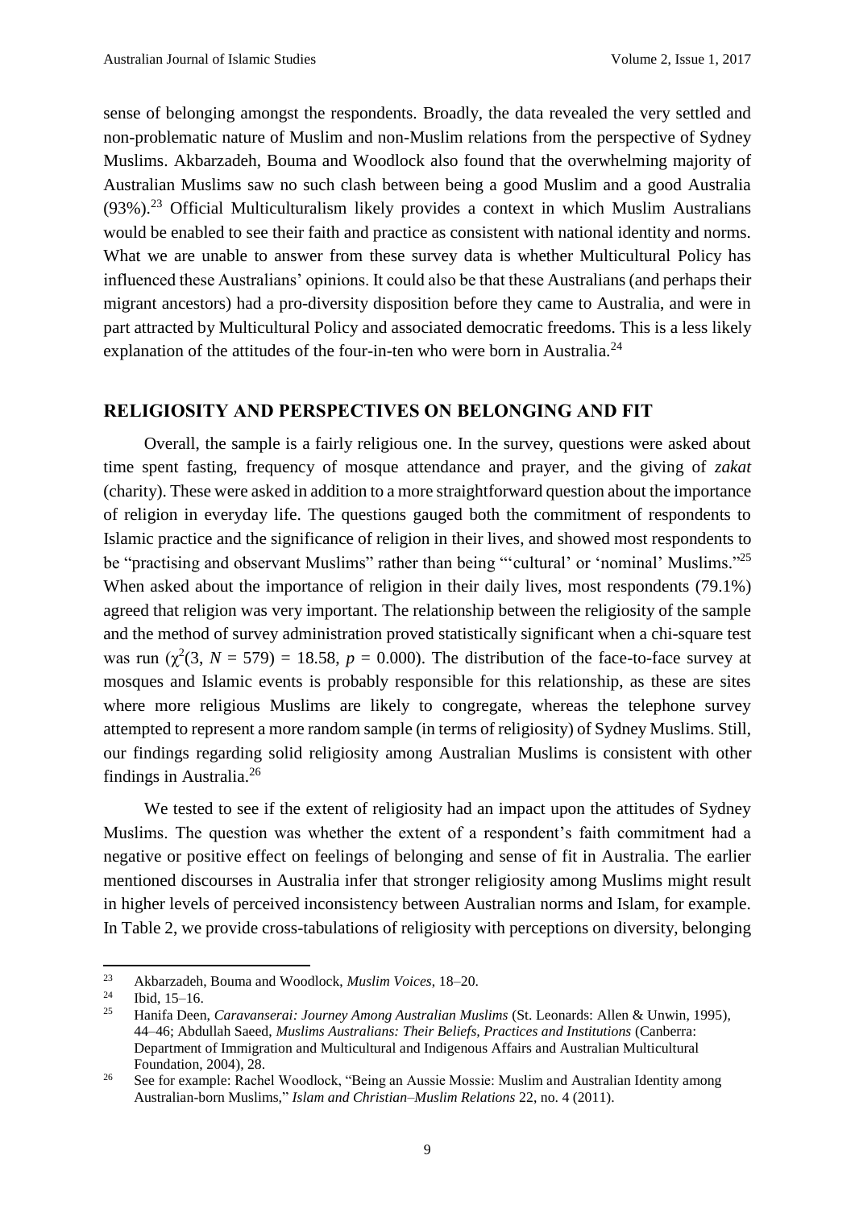sense of belonging amongst the respondents. Broadly, the data revealed the very settled and non-problematic nature of Muslim and non-Muslim relations from the perspective of Sydney Muslims. Akbarzadeh, Bouma and Woodlock also found that the overwhelming majority of Australian Muslims saw no such clash between being a good Muslim and a good Australia (93%).[23] Official Multiculturalism likely provides a context in which Muslim Australians would be enabled to see their faith and practice as consistent with national identity and norms. What we are unable to answer from these survey data is whether Multicultural Policy has influenced these Australians' opinions. It could also be that these Australians (and perhaps their migrant ancestors) had a pro-diversity disposition before they came to Australia, and were in part attracted by Multicultural Policy and associated democratic freedoms. This is a less likely explanation of the attitudes of the four-in-ten who were born in Australia.[24]

## RELIGIOSITY AND PERSPECTIVES ON BELONGING AND FIT

Overall, the sample is a fairly religious one. In the survey, questions were asked about time spent fasting, frequency of mosque attendance and prayer, and the giving of *zakat* (charity). These were asked in addition to a more straightforward question about the importance of religion in everyday life. The questions gauged both the commitment of respondents to Islamic practice and the significance of religion in their lives, and showed most respondents to be "practising and observant Muslims" rather than being "'cultural' or 'nominal' Muslims."[25] When asked about the importance of religion in their daily lives, most respondents (79.1%) agreed that religion was very important. The relationship between the religiosity of the sample and the method of survey administration proved statistically significant when a chi-square test was run ($\chi^2(3, N = 579) = 18.58$, $p = 0.000$). The distribution of the face-to-face survey at mosques and Islamic events is probably responsible for this relationship, as these are sites where more religious Muslims are likely to congregate, whereas the telephone survey attempted to represent a more random sample (in terms of religiosity) of Sydney Muslims. Still, our findings regarding solid religiosity among Australian Muslims is consistent with other findings in Australia.[26]

We tested to see if the extent of religiosity had an impact upon the attitudes of Sydney Muslims. The question was whether the extent of a respondent's faith commitment had a negative or positive effect on feelings of belonging and sense of fit in Australia. The earlier mentioned discourses in Australia infer that stronger religiosity among Muslims might result in higher levels of perceived inconsistency between Australian norms and Islam, for example. In Table 2, we provide cross-tabulations of religiosity with perceptions on diversity, belonging

---

[23] Akbarzadeh, Bouma and Woodlock, *Muslim Voices*, 18–20.

[24] Ibid, 15–16.

[25] Hanifa Deen, *Caravanserai: Journey Among Australian Muslims* (St. Leonards: Allen & Unwin, 1995), 44–46; Abdullah Saeed, *Muslims Australians: Their Beliefs, Practices and Institutions* (Canberra: Department of Immigration and Multicultural and Indigenous Affairs and Australian Multicultural Foundation, 2004), 28.

[26] See for example: Rachel Woodlock, "Being an Aussie Mossie: Muslim and Australian Identity among Australian-born Muslims," *Islam and Christian–Muslim Relations* 22, no. 4 (2011).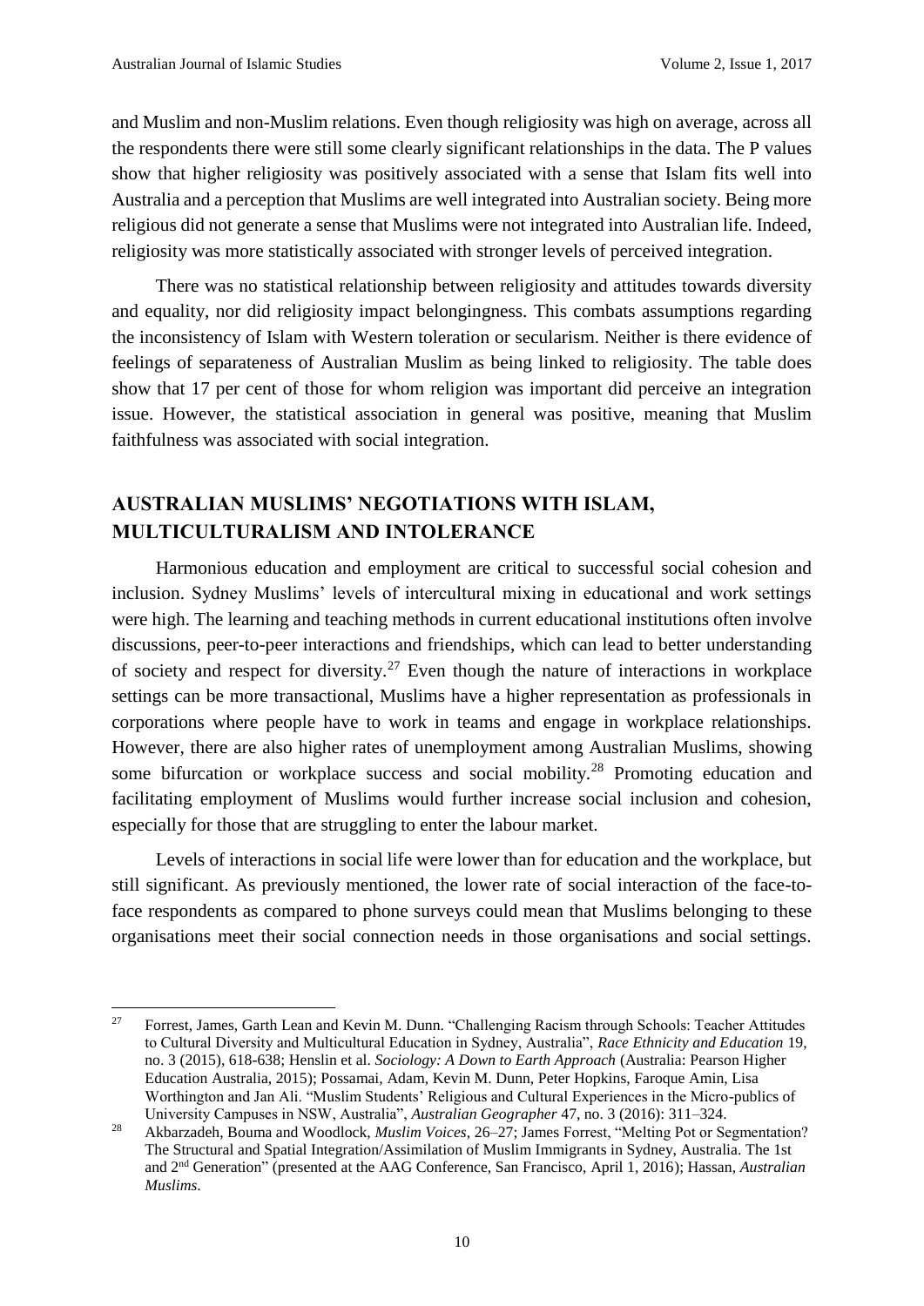and Muslim and non-Muslim relations. Even though religiosity was high on average, across all the respondents there were still some clearly significant relationships in the data. The P values show that higher religiosity was positively associated with a sense that Islam fits well into Australia and a perception that Muslims are well integrated into Australian society. Being more religious did not generate a sense that Muslims were not integrated into Australian life. Indeed, religiosity was more statistically associated with stronger levels of perceived integration.

There was no statistical relationship between religiosity and attitudes towards diversity and equality, nor did religiosity impact belongingness. This combats assumptions regarding the inconsistency of Islam with Western toleration or secularism. Neither is there evidence of feelings of separateness of Australian Muslim as being linked to religiosity. The table does show that 17 per cent of those for whom religion was important did perceive an integration issue. However, the statistical association in general was positive, meaning that Muslim faithfulness was associated with social integration.

## AUSTRALIAN MUSLIMS' NEGOTIATIONS WITH ISLAM, MULTICULTURALISM AND INTOLERANCE

Harmonious education and employment are critical to successful social cohesion and inclusion. Sydney Muslims' levels of intercultural mixing in educational and work settings were high. The learning and teaching methods in current educational institutions often involve discussions, peer-to-peer interactions and friendships, which can lead to better understanding of society and respect for diversity.[27] Even though the nature of interactions in workplace settings can be more transactional, Muslims have a higher representation as professionals in corporations where people have to work in teams and engage in workplace relationships. However, there are also higher rates of unemployment among Australian Muslims, showing some bifurcation or workplace success and social mobility.[28] Promoting education and facilitating employment of Muslims would further increase social inclusion and cohesion, especially for those that are struggling to enter the labour market.

Levels of interactions in social life were lower than for education and the workplace, but still significant. As previously mentioned, the lower rate of social interaction of the face-to-face respondents as compared to phone surveys could mean that Muslims belonging to these organisations meet their social connection needs in those organisations and social settings.

---

[27] Forrest, James, Garth Lean and Kevin M. Dunn. "Challenging Racism through Schools: Teacher Attitudes to Cultural Diversity and Multicultural Education in Sydney, Australia", *Race Ethnicity and Education* 19, no. 3 (2015), 618-638; Henslin et al. *Sociology: A Down to Earth Approach* (Australia: Pearson Higher Education Australia, 2015); Possamai, Adam, Kevin M. Dunn, Peter Hopkins, Faroque Amin, Lisa Worthington and Jan Ali. "Muslim Students' Religious and Cultural Experiences in the Micro-publics of University Campuses in NSW, Australia", *Australian Geographer* 47, no. 3 (2016): 311–324.

[28] Akbarzadeh, Bouma and Woodlock, *Muslim Voices*, 26–27; James Forrest, "Melting Pot or Segmentation? The Structural and Spatial Integration/Assimilation of Muslim Immigrants in Sydney, Australia. The 1st and 2nd Generation" (presented at the AAG Conference, San Francisco, April 1, 2016); Hassan, *Australian Muslims*.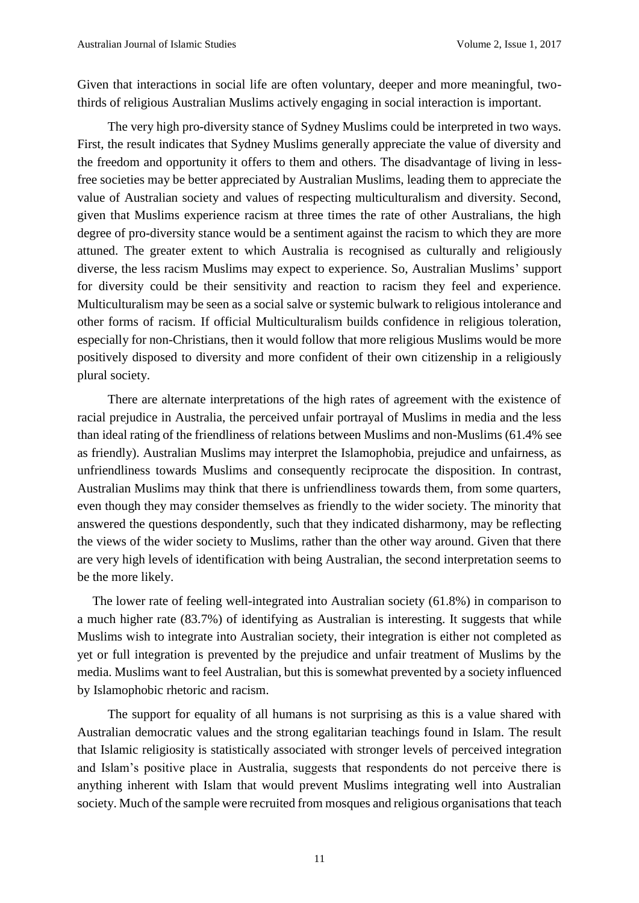Given that interactions in social life are often voluntary, deeper and more meaningful, two-thirds of religious Australian Muslims actively engaging in social interaction is important.

The very high pro-diversity stance of Sydney Muslims could be interpreted in two ways. First, the result indicates that Sydney Muslims generally appreciate the value of diversity and the freedom and opportunity it offers to them and others. The disadvantage of living in less-free societies may be better appreciated by Australian Muslims, leading them to appreciate the value of Australian society and values of respecting multiculturalism and diversity. Second, given that Muslims experience racism at three times the rate of other Australians, the high degree of pro-diversity stance would be a sentiment against the racism to which they are more attuned. The greater extent to which Australia is recognised as culturally and religiously diverse, the less racism Muslims may expect to experience. So, Australian Muslims' support for diversity could be their sensitivity and reaction to racism they feel and experience. Multiculturalism may be seen as a social salve or systemic bulwark to religious intolerance and other forms of racism. If official Multiculturalism builds confidence in religious toleration, especially for non-Christians, then it would follow that more religious Muslims would be more positively disposed to diversity and more confident of their own citizenship in a religiously plural society.

There are alternate interpretations of the high rates of agreement with the existence of racial prejudice in Australia, the perceived unfair portrayal of Muslims in media and the less than ideal rating of the friendliness of relations between Muslims and non-Muslims (61.4% see as friendly). Australian Muslims may interpret the Islamophobia, prejudice and unfairness, as unfriendliness towards Muslims and consequently reciprocate the disposition. In contrast, Australian Muslims may think that there is unfriendliness towards them, from some quarters, even though they may consider themselves as friendly to the wider society. The minority that answered the questions despondently, such that they indicated disharmony, may be reflecting the views of the wider society to Muslims, rather than the other way around. Given that there are very high levels of identification with being Australian, the second interpretation seems to be the more likely.

The lower rate of feeling well-integrated into Australian society (61.8%) in comparison to a much higher rate (83.7%) of identifying as Australian is interesting. It suggests that while Muslims wish to integrate into Australian society, their integration is either not completed as yet or full integration is prevented by the prejudice and unfair treatment of Muslims by the media. Muslims want to feel Australian, but this is somewhat prevented by a society influenced by Islamophobic rhetoric and racism.

The support for equality of all humans is not surprising as this is a value shared with Australian democratic values and the strong egalitarian teachings found in Islam. The result that Islamic religiosity is statistically associated with stronger levels of perceived integration and Islam's positive place in Australia, suggests that respondents do not perceive there is anything inherent with Islam that would prevent Muslims integrating well into Australian society. Much of the sample were recruited from mosques and religious organisations that teach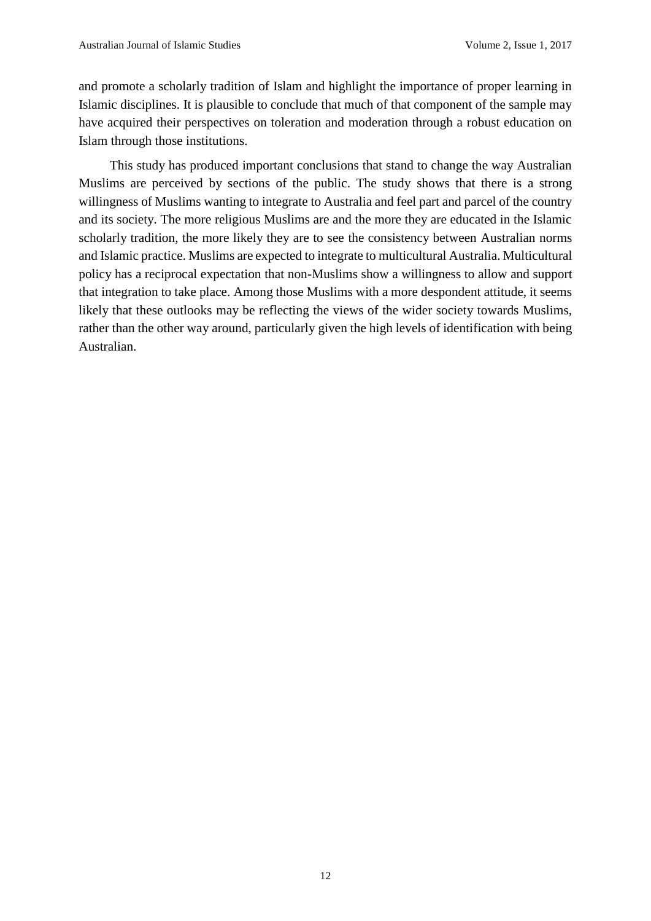and promote a scholarly tradition of Islam and highlight the importance of proper learning in Islamic disciplines. It is plausible to conclude that much of that component of the sample may have acquired their perspectives on toleration and moderation through a robust education on Islam through those institutions.

This study has produced important conclusions that stand to change the way Australian Muslims are perceived by sections of the public. The study shows that there is a strong willingness of Muslims wanting to integrate to Australia and feel part and parcel of the country and its society. The more religious Muslims are and the more they are educated in the Islamic scholarly tradition, the more likely they are to see the consistency between Australian norms and Islamic practice. Muslims are expected to integrate to multicultural Australia. Multicultural policy has a reciprocal expectation that non-Muslims show a willingness to allow and support that integration to take place. Among those Muslims with a more despondent attitude, it seems likely that these outlooks may be reflecting the views of the wider society towards Muslims, rather than the other way around, particularly given the high levels of identification with being Australian.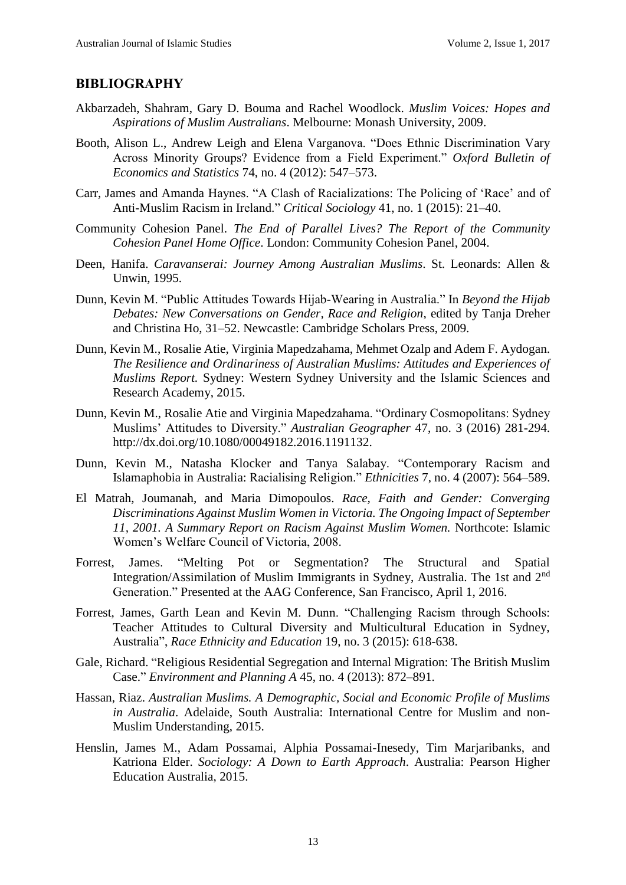## BIBLIOGRAPHY

Akbarzadeh, Shahram, Gary D. Bouma and Rachel Woodlock. *Muslim Voices: Hopes and Aspirations of Muslim Australians*. Melbourne: Monash University, 2009.

Booth, Alison L., Andrew Leigh and Elena Varganova. "Does Ethnic Discrimination Vary Across Minority Groups? Evidence from a Field Experiment." *Oxford Bulletin of Economics and Statistics* 74, no. 4 (2012): 547–573.

Carr, James and Amanda Haynes. "A Clash of Racializations: The Policing of 'Race' and of Anti-Muslim Racism in Ireland." *Critical Sociology* 41, no. 1 (2015): 21–40.

Community Cohesion Panel. *The End of Parallel Lives? The Report of the Community Cohesion Panel Home Office*. London: Community Cohesion Panel, 2004.

Deen, Hanifa. *Caravanserai: Journey Among Australian Muslims*. St. Leonards: Allen & Unwin, 1995.

Dunn, Kevin M. "Public Attitudes Towards Hijab-Wearing in Australia." In *Beyond the Hijab Debates: New Conversations on Gender, Race and Religion*, edited by Tanja Dreher and Christina Ho, 31–52. Newcastle: Cambridge Scholars Press, 2009.

Dunn, Kevin M., Rosalie Atie, Virginia Mapedzahama, Mehmet Ozalp and Adem F. Aydogan. *The Resilience and Ordinariness of Australian Muslims: Attitudes and Experiences of Muslims Report.* Sydney: Western Sydney University and the Islamic Sciences and Research Academy, 2015.

Dunn, Kevin M., Rosalie Atie and Virginia Mapedzahama. "Ordinary Cosmopolitans: Sydney Muslims' Attitudes to Diversity." *Australian Geographer* 47, no. 3 (2016) 281-294. http://dx.doi.org/10.1080/00049182.2016.1191132.

Dunn, Kevin M., Natasha Klocker and Tanya Salabay. "Contemporary Racism and Islamaphobia in Australia: Racialising Religion." *Ethnicities* 7, no. 4 (2007): 564–589.

El Matrah, Joumanah, and Maria Dimopoulos. *Race, Faith and Gender: Converging Discriminations Against Muslim Women in Victoria. The Ongoing Impact of September 11, 2001. A Summary Report on Racism Against Muslim Women.* Northcote: Islamic Women's Welfare Council of Victoria, 2008.

Forrest, James. "Melting Pot or Segmentation? The Structural and Spatial Integration/Assimilation of Muslim Immigrants in Sydney, Australia. The 1st and 2nd Generation." Presented at the AAG Conference, San Francisco, April 1, 2016.

Forrest, James, Garth Lean and Kevin M. Dunn. "Challenging Racism through Schools: Teacher Attitudes to Cultural Diversity and Multicultural Education in Sydney, Australia", *Race Ethnicity and Education* 19, no. 3 (2015): 618-638.

Gale, Richard. "Religious Residential Segregation and Internal Migration: The British Muslim Case." *Environment and Planning A* 45, no. 4 (2013): 872–891.

Hassan, Riaz. *Australian Muslims. A Demographic, Social and Economic Profile of Muslims in Australia*. Adelaide, South Australia: International Centre for Muslim and non-Muslim Understanding, 2015.

Henslin, James M., Adam Possamai, Alphia Possamai-Inesedy, Tim Marjaribanks, and Katriona Elder. *Sociology: A Down to Earth Approach*. Australia: Pearson Higher Education Australia, 2015.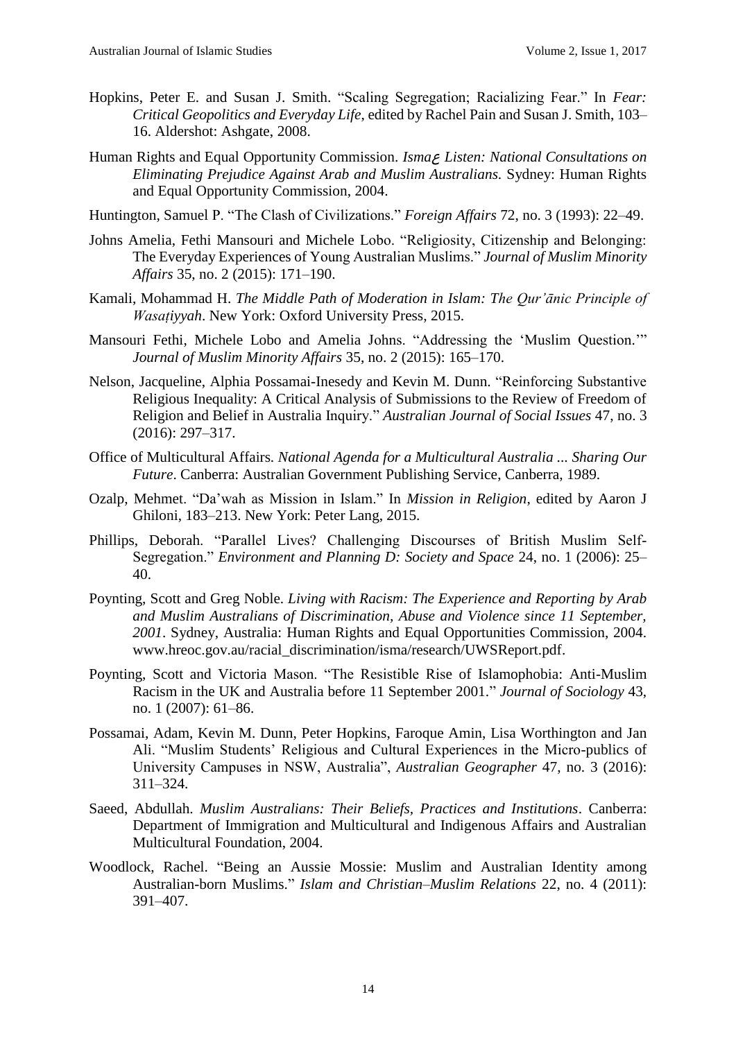Hopkins, Peter E. and Susan J. Smith. "Scaling Segregation; Racializing Fear." In *Fear: Critical Geopolitics and Everyday Life*, edited by Rachel Pain and Susan J. Smith, 103–16. Aldershot: Ashgate, 2008.

Human Rights and Equal Opportunity Commission. *Isma*ع *Listen: National Consultations on Eliminating Prejudice Against Arab and Muslim Australians.* Sydney: Human Rights and Equal Opportunity Commission, 2004.

Huntington, Samuel P. "The Clash of Civilizations." *Foreign Affairs* 72, no. 3 (1993): 22–49.

Johns Amelia, Fethi Mansouri and Michele Lobo. "Religiosity, Citizenship and Belonging: The Everyday Experiences of Young Australian Muslims." *Journal of Muslim Minority Affairs* 35, no. 2 (2015): 171–190.

Kamali, Mohammad H. *The Middle Path of Moderation in Islam: The Qur'ānic Principle of Wasaṭiyyah*. New York: Oxford University Press, 2015.

Mansouri Fethi, Michele Lobo and Amelia Johns. "Addressing the 'Muslim Question.'" *Journal of Muslim Minority Affairs* 35, no. 2 (2015): 165–170.

Nelson, Jacqueline, Alphia Possamai-Inesedy and Kevin M. Dunn. "Reinforcing Substantive Religious Inequality: A Critical Analysis of Submissions to the Review of Freedom of Religion and Belief in Australia Inquiry." *Australian Journal of Social Issues* 47, no. 3 (2016): 297–317.

Office of Multicultural Affairs. *National Agenda for a Multicultural Australia ... Sharing Our Future*. Canberra: Australian Government Publishing Service, Canberra, 1989.

Ozalp, Mehmet. "Da'wah as Mission in Islam." In *Mission in Religion*, edited by Aaron J Ghiloni, 183–213. New York: Peter Lang, 2015.

Phillips, Deborah. "Parallel Lives? Challenging Discourses of British Muslim Self-Segregation." *Environment and Planning D: Society and Space* 24, no. 1 (2006): 25–40.

Poynting, Scott and Greg Noble. *Living with Racism: The Experience and Reporting by Arab and Muslim Australians of Discrimination, Abuse and Violence since 11 September, 2001*. Sydney, Australia: Human Rights and Equal Opportunities Commission, 2004. www.hreoc.gov.au/racial_discrimination/isma/research/UWSReport.pdf.

Poynting, Scott and Victoria Mason. "The Resistible Rise of Islamophobia: Anti-Muslim Racism in the UK and Australia before 11 September 2001." *Journal of Sociology* 43, no. 1 (2007): 61–86.

Possamai, Adam, Kevin M. Dunn, Peter Hopkins, Faroque Amin, Lisa Worthington and Jan Ali. "Muslim Students' Religious and Cultural Experiences in the Micro-publics of University Campuses in NSW, Australia", *Australian Geographer* 47, no. 3 (2016): 311–324.

Saeed, Abdullah. *Muslim Australians: Their Beliefs, Practices and Institutions*. Canberra: Department of Immigration and Multicultural and Indigenous Affairs and Australian Multicultural Foundation, 2004.

Woodlock, Rachel. "Being an Aussie Mossie: Muslim and Australian Identity among Australian-born Muslims." *Islam and Christian–Muslim Relations* 22, no. 4 (2011): 391–407.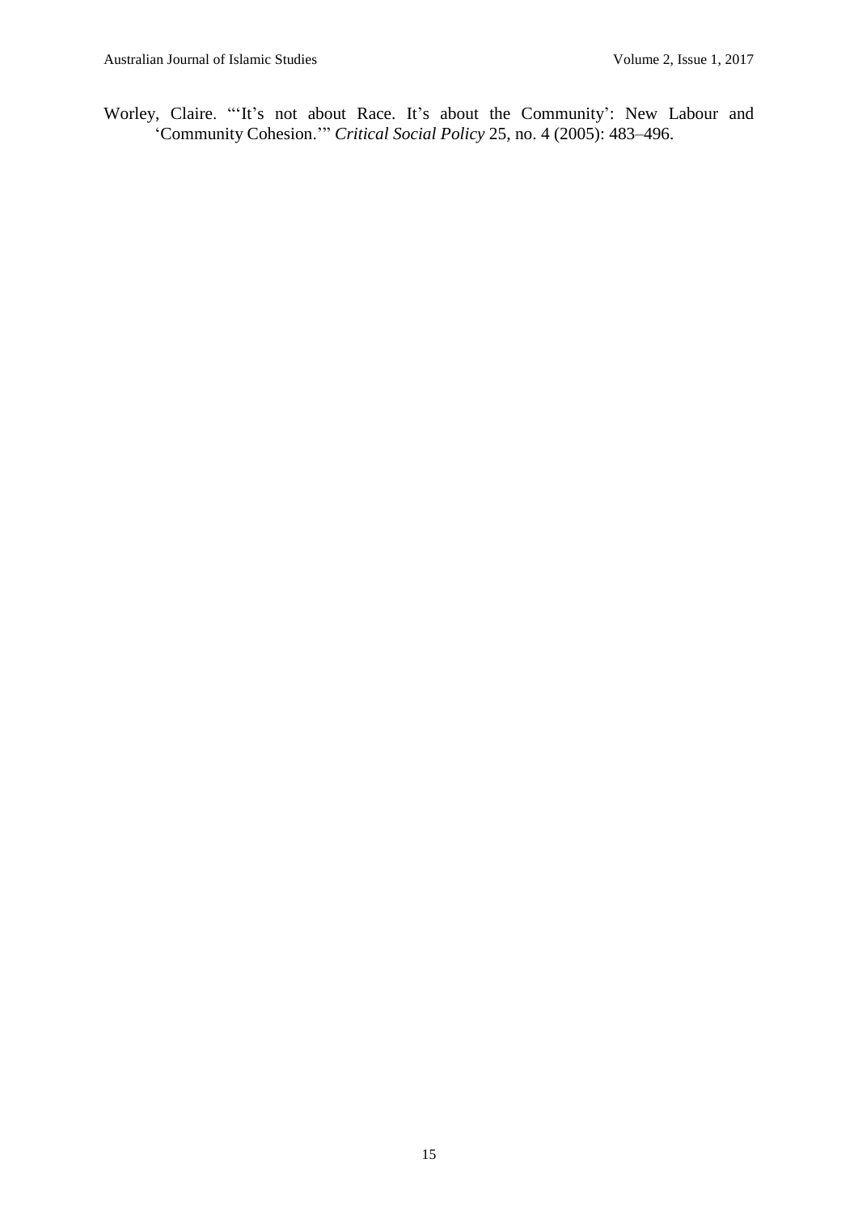Worley, Claire. "'It's not about Race. It's about the Community': New Labour and 'Community Cohesion.'" *Critical Social Policy* 25, no. 4 (2005): 483–496.